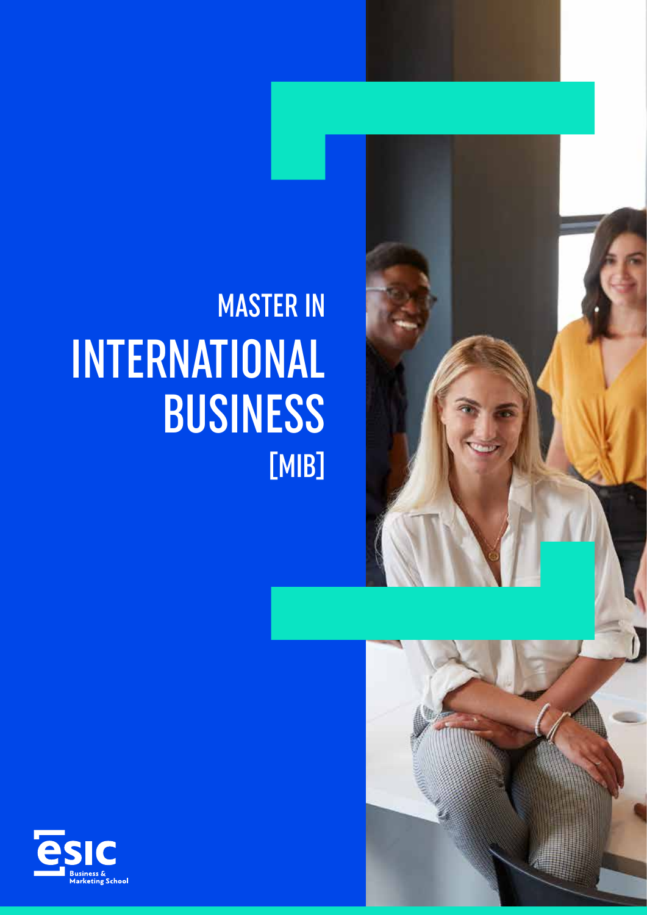# MASTER IN INTERNATIONAL BUSINESS [MIB]

ESIC Business & Marketing School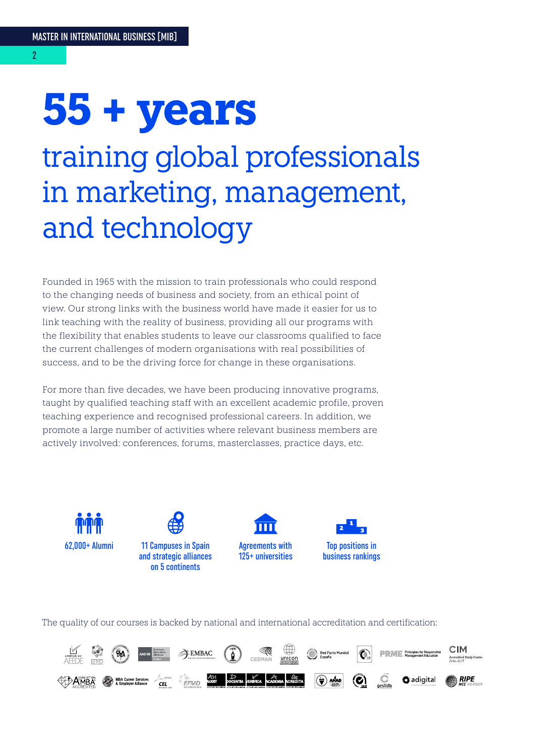# 55 + years

## training global professionals in marketing, management, and technology

Founded in 1965 with the mission to train professionals who could respond to the changing needs of business and society, from an ethical point of view. Our strong links with the business world have made it easier for us to link teaching with the reality of business, providing all our programs with the flexibility that enables students to leave our classrooms qualified to face the current challenges of modern organisations with real possibilities of success, and to be the driving force for change in these organisations.

For more than five decades, we have been producing innovative programs, taught by qualified teaching staff with an excellent academic profile, proven teaching experience and recognised professional careers. In addition, we promote a large number of activities where relevant business members are actively involved: conferences, forums, masterclasses, practice days, etc.

- 62,000+ Alumni
- 11 Campuses in Spain and strategic alliances on 5 continents
- Agreements with 125+ universities
- Top positions in business rankings

The quality of our courses is backed by national and international accreditation and certification: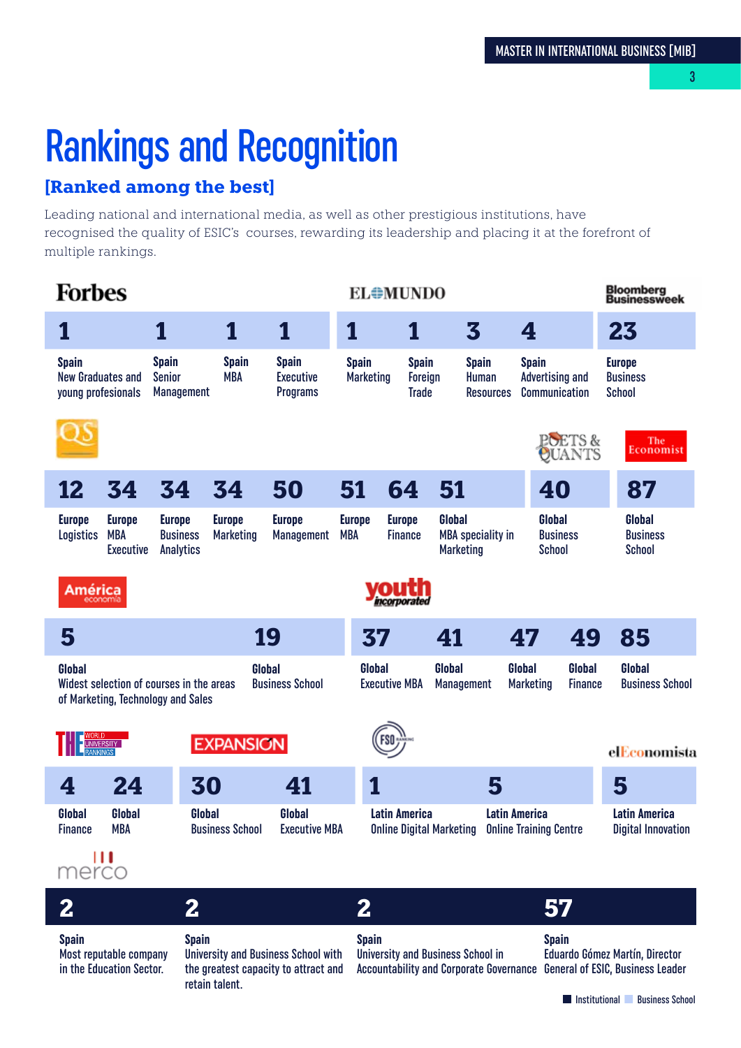# Rankings and Recognition

### [Ranked among the best]

Leading national and international media, as well as other prestigious institutions, have recognised the quality of ESIC's courses, rewarding its leadership and placing it at the forefront of multiple rankings.

**Forbes**

| Rank | Scope | Category |
|---|---|---|
| 1 | Spain | New Graduates and young profesionals |
| 1 | Spain | Senior Management |
| 1 | Spain | MBA |
| 1 | Spain | Executive Programs |

**EL MUNDO**

| Rank | Scope | Category |
|---|---|---|
| 1 | Spain | Marketing |
| 1 | Spain | Foreign Trade |
| 3 | Spain | Human Resources |
| 4 | Spain | Advertising and Communication |

**Bloomberg Businessweek**

| Rank | Scope | Category |
|---|---|---|
| 23 | Europe | Business School |

**QS**

| Rank | Scope | Category |
|---|---|---|
| 12 | Europe | Logistics |
| 34 | Europe | MBA Executive |
| 34 | Europe | Business Analytics |
| 34 | Europe | Marketing |
| 50 | Europe | Management |
| 51 | Europe | MBA |
| 64 | Europe | Finance |
| 51 | Global | MBA speciality in Marketing |

**Poets & Quants**

| Rank | Scope | Category |
|---|---|---|
| 40 | Global | Business School |

**The Economist**

| Rank | Scope | Category |
|---|---|---|
| 87 | Global | Business School |

**América economía**

| Rank | Scope | Category |
|---|---|---|
| 5 | Global | Widest selection of courses in the areas of Marketing, Technology and Sales |
| 19 | Global | Business School |

**youth incorporated**

| Rank | Scope | Category |
|---|---|---|
| 37 | Global | Executive MBA |
| 41 | Global | Management |
| 47 | Global | Marketing |
| 49 | Global | Finance |
| 85 | Global | Business School |

**THE World University Rankings**

| Rank | Scope | Category |
|---|---|---|
| 4 | Global | Finance |
| 24 | Global | MBA |

**EXPANSIÓN**

| Rank | Scope | Category |
|---|---|---|
| 30 | Global | Business School |
| 41 | Global | Executive MBA |

**FSO Ranking**

| Rank | Scope | Category |
|---|---|---|
| 1 | Latin America | Online Digital Marketing |
| 5 | Latin America | Online Training Centre |

**elEconomista**

| Rank | Scope | Category |
|---|---|---|
| 5 | Latin America | Digital Innovation |

**merco**

| Rank | Scope | Category |
|---|---|---|
| 2 | Spain | Most reputable company in the Education Sector. |
| 2 | Spain | University and Business School with the greatest capacity to attract and retain talent. |
| 2 | Spain | University and Business School in Accountability and Corporate Governance |
| 57 | Spain | Eduardo Gómez Martín, Director General of ESIC, Business Leader |

Institutional / Business School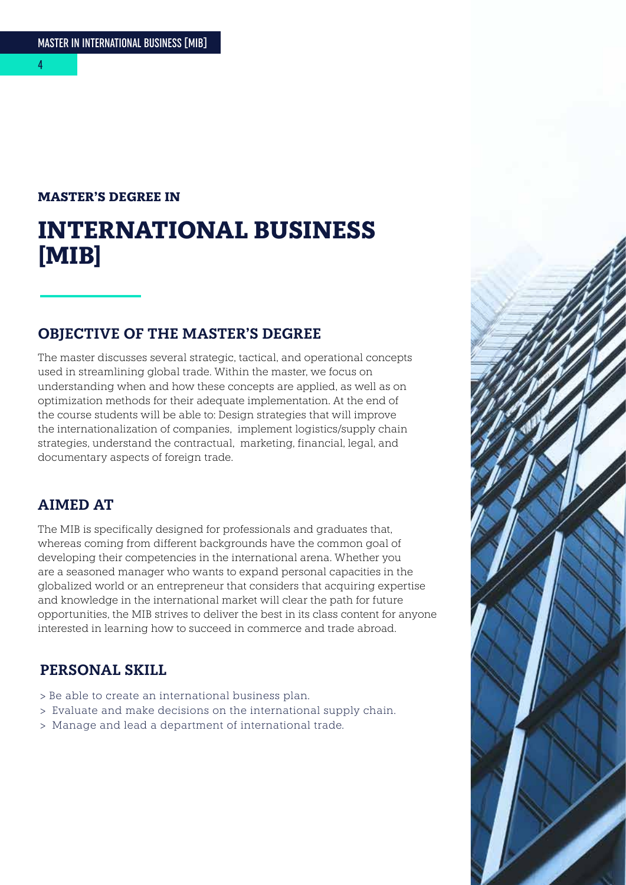## MASTER'S DEGREE IN

# INTERNATIONAL BUSINESS [MIB]

## OBJECTIVE OF THE MASTER'S DEGREE

The master discusses several strategic, tactical, and operational concepts used in streamlining global trade. Within the master, we focus on understanding when and how these concepts are applied, as well as on optimization methods for their adequate implementation. At the end of the course students will be able to: Design strategies that will improve the internationalization of companies, implement logistics/supply chain strategies, understand the contractual, marketing, financial, legal, and documentary aspects of foreign trade.

## AIMED AT

The MIB is specifically designed for professionals and graduates that, whereas coming from different backgrounds have the common goal of developing their competencies in the international arena. Whether you are a seasoned manager who wants to expand personal capacities in the globalized world or an entrepreneur that considers that acquiring expertise and knowledge in the international market will clear the path for future opportunities, the MIB strives to deliver the best in its class content for anyone interested in learning how to succeed in commerce and trade abroad.

## PERSONAL SKILL

> Be able to create an international business plan.
> Evaluate and make decisions on the international supply chain.
> Manage and lead a department of international trade.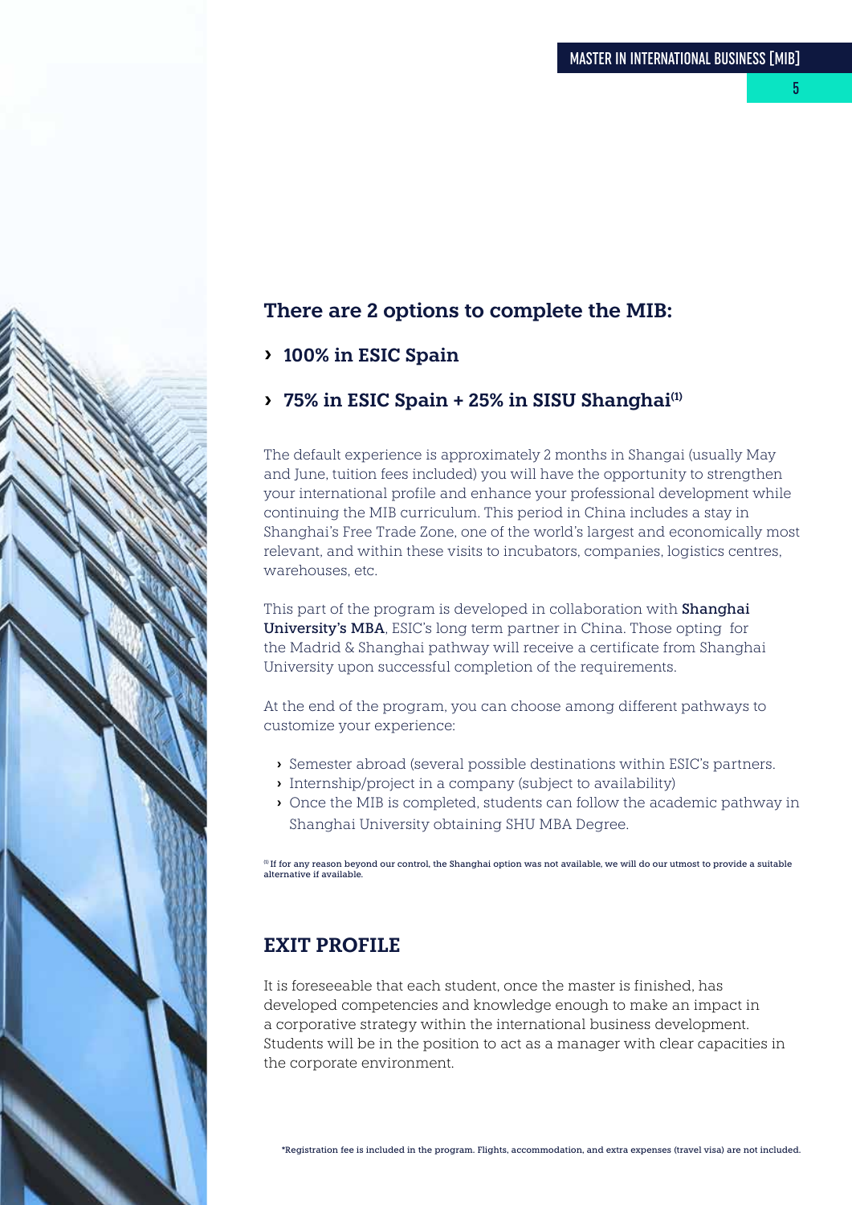## There are 2 options to complete the MIB:

- **100% in ESIC Spain**
- **75% in ESIC Spain + 25% in SISU Shanghai[1]**

The default experience is approximately 2 months in Shangai (usually May and June, tuition fees included) you will have the opportunity to strengthen your international profile and enhance your professional development while continuing the MIB curriculum. This period in China includes a stay in Shanghai's Free Trade Zone, one of the world's largest and economically most relevant, and within these visits to incubators, companies, logistics centres, warehouses, etc.

This part of the program is developed in collaboration with **Shanghai University's MBA**, ESIC's long term partner in China. Those opting for the Madrid & Shanghai pathway will receive a certificate from Shanghai University upon successful completion of the requirements.

At the end of the program, you can choose among different pathways to customize your experience:

- Semester abroad (several possible destinations within ESIC's partners.
- Internship/project in a company (subject to availability)
- Once the MIB is completed, students can follow the academic pathway in Shanghai University obtaining SHU MBA Degree.

[1] If for any reason beyond our control, the Shanghai option was not available, we will do our utmost to provide a suitable alternative if available.

## EXIT PROFILE

It is foreseeable that each student, once the master is finished, has developed competencies and knowledge enough to make an impact in a corporative strategy within the international business development. Students will be in the position to act as a manager with clear capacities in the corporate environment.

*Registration fee is included in the program. Flights, accommodation, and extra expenses (travel visa) are not included.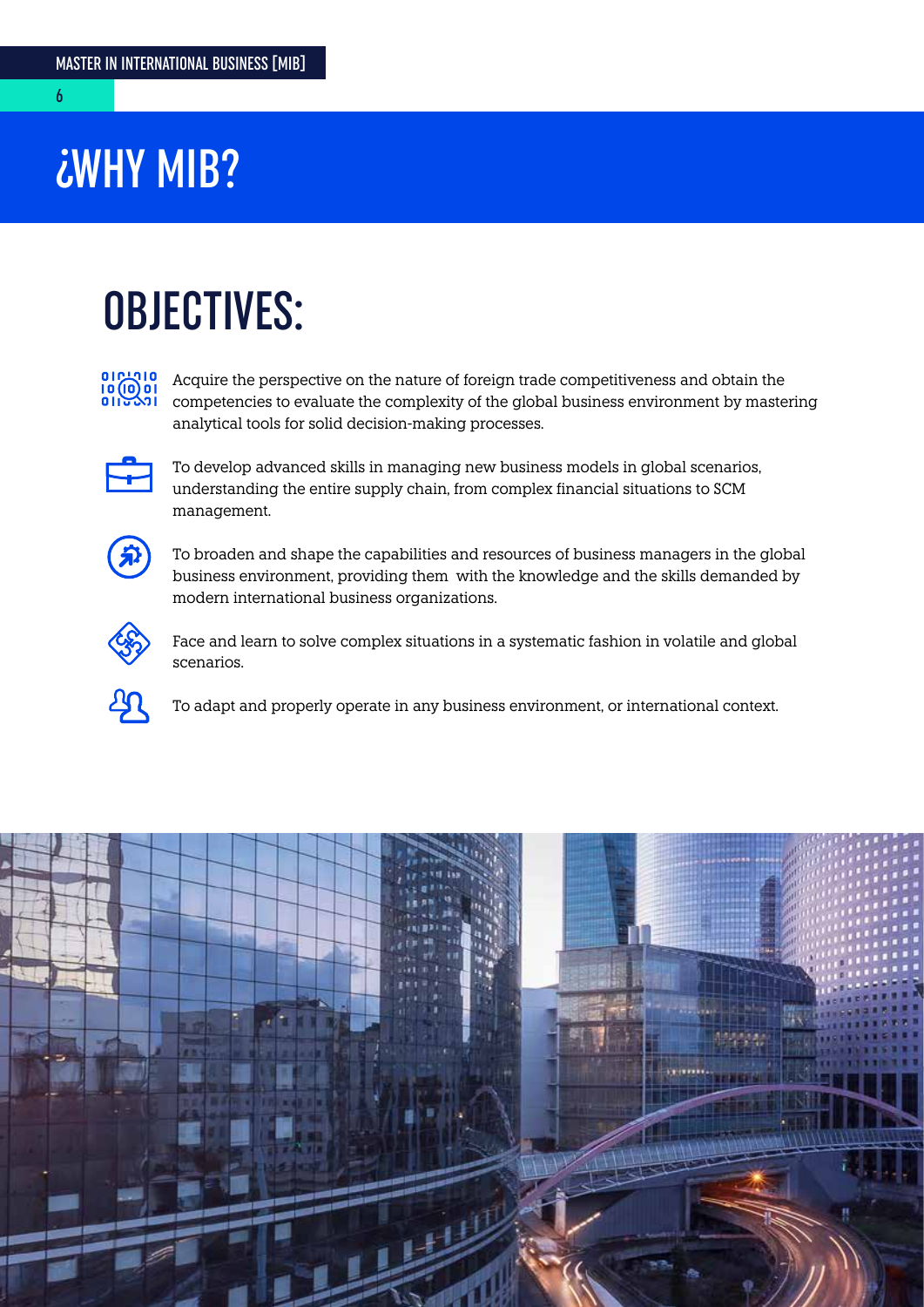# ¿WHY MIB?

## OBJECTIVES:

- Acquire the perspective on the nature of foreign trade competitiveness and obtain the competencies to evaluate the complexity of the global business environment by mastering analytical tools for solid decision-making processes.
- To develop advanced skills in managing new business models in global scenarios, understanding the entire supply chain, from complex financial situations to SCM management.
- To broaden and shape the capabilities and resources of business managers in the global business environment, providing them with the knowledge and the skills demanded by modern international business organizations.
- Face and learn to solve complex situations in a systematic fashion in volatile and global scenarios.
- To adapt and properly operate in any business environment, or international context.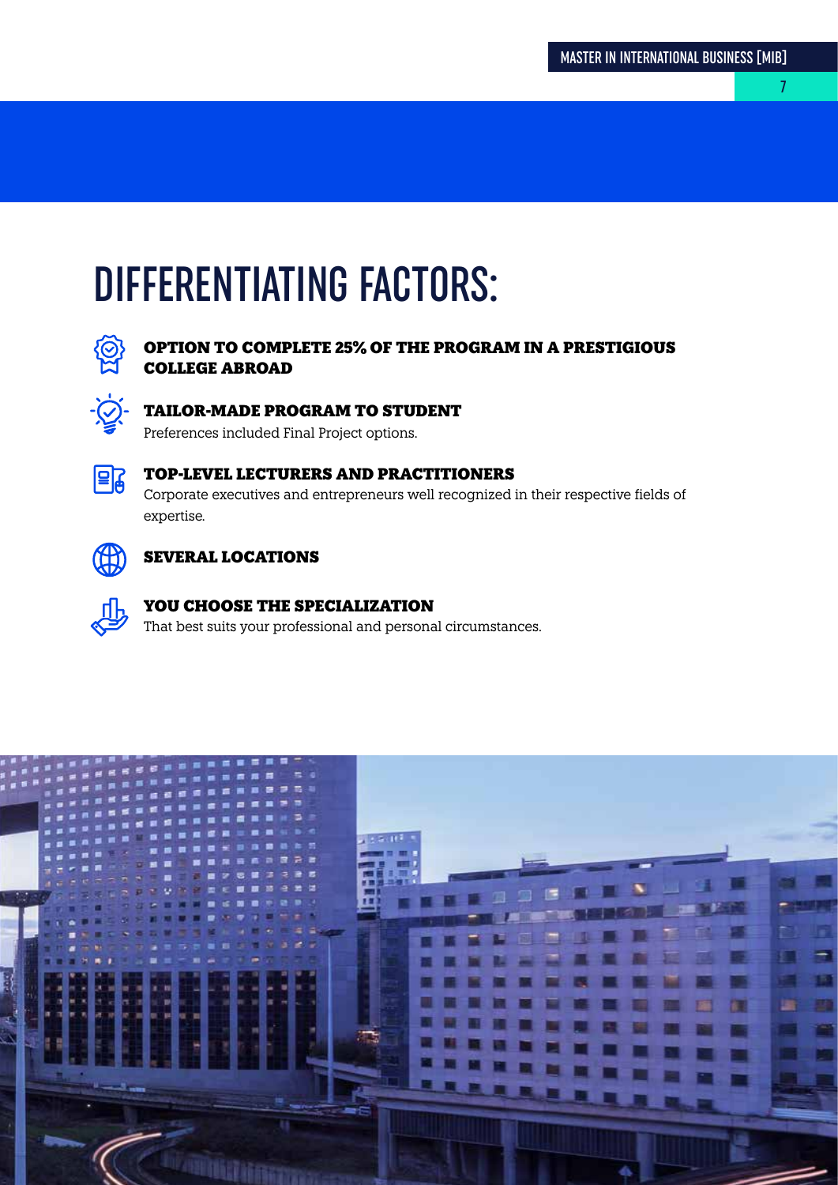# DIFFERENTIATING FACTORS:

### OPTION TO COMPLETE 25% OF THE PROGRAM IN A PRESTIGIOUS COLLEGE ABROAD

### TAILOR-MADE PROGRAM TO STUDENT

Preferences included Final Project options.

### TOP-LEVEL LECTURERS AND PRACTITIONERS

Corporate executives and entrepreneurs well recognized in their respective fields of expertise.

### SEVERAL LOCATIONS

### YOU CHOOSE THE SPECIALIZATION

That best suits your professional and personal circumstances.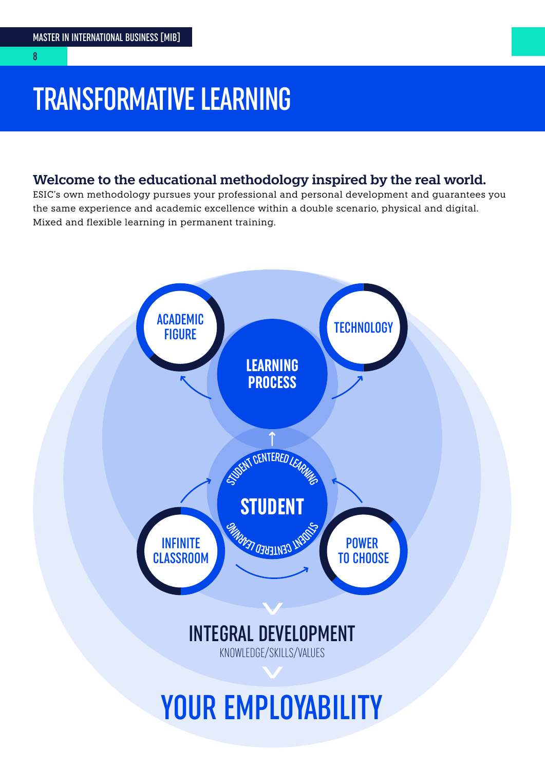# TRANSFORMATIVE LEARNING

**Welcome to the educational methodology inspired by the real world.**

ESIC's own methodology pursues your professional and personal development and guarantees you the same experience and academic excellence within a double scenario, physical and digital. Mixed and flexible learning in permanent training.

ACADEMIC FIGURE

TECHNOLOGY

LEARNING PROCESS

STUDENT CENTERED LEARNING

STUDENT

STUDENT CENTERED LEARNING

INFINITE CLASSROOM

POWER TO CHOOSE

INTEGRAL DEVELOPMENT

KNOWLEDGE/SKILLS/VALUES

YOUR EMPLOYABILITY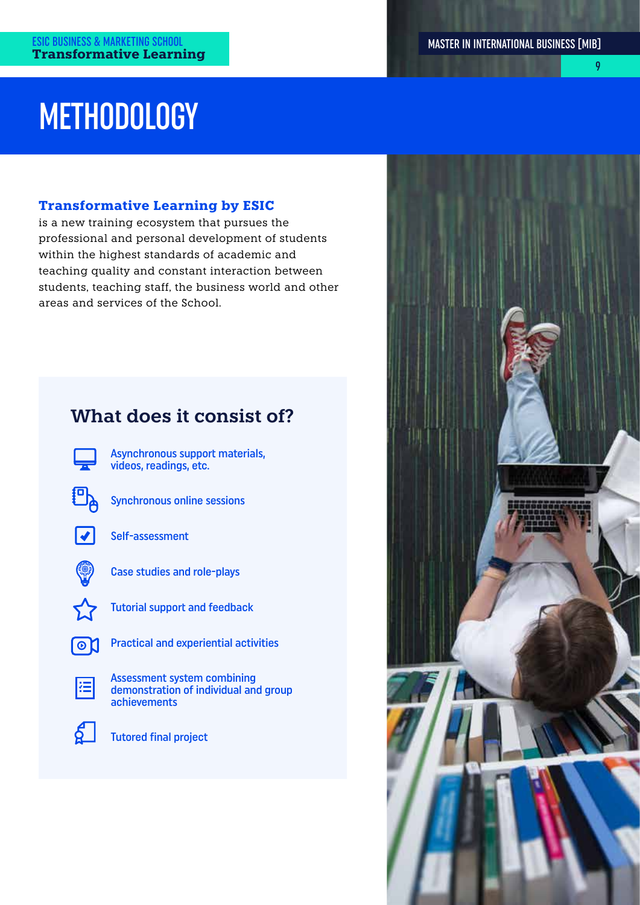# METHODOLOGY

**Transformative Learning by ESIC**
is a new training ecosystem that pursues the professional and personal development of students within the highest standards of academic and teaching quality and constant interaction between students, teaching staff, the business world and other areas and services of the School.

## What does it consist of?

- Asynchronous support materials, videos, readings, etc.
- Synchronous online sessions
- Self-assessment
- Case studies and role-plays
- Tutorial support and feedback
- Practical and experiential activities
- Assessment system combining demonstration of individual and group achievements
- Tutored final project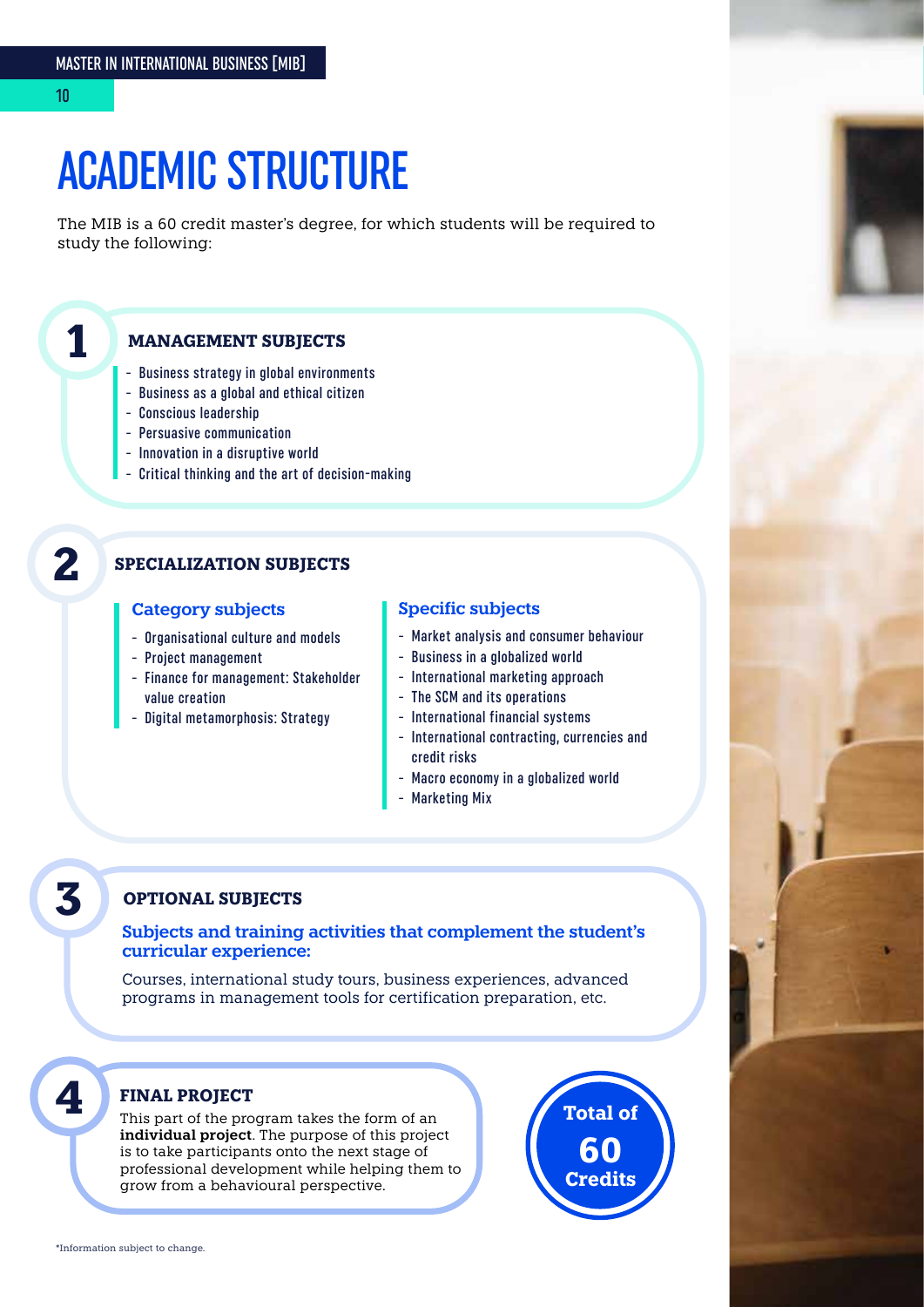# ACADEMIC STRUCTURE

The MIB is a 60 credit master's degree, for which students will be required to study the following:

## 1 MANAGEMENT SUBJECTS

- Business strategy in global environments
- Business as a global and ethical citizen
- Conscious leadership
- Persuasive communication
- Innovation in a disruptive world
- Critical thinking and the art of decision-making

## 2 SPECIALIZATION SUBJECTS

### Category subjects

- Organisational culture and models
- Project management
- Finance for management: Stakeholder value creation
- Digital metamorphosis: Strategy

### Specific subjects

- Market analysis and consumer behaviour
- Business in a globalized world
- International marketing approach
- The SCM and its operations
- International financial systems
- International contracting, currencies and credit risks
- Macro economy in a globalized world
- Marketing Mix

## 3 OPTIONAL SUBJECTS

### Subjects and training activities that complement the student's curricular experience:

Courses, international study tours, business experiences, advanced programs in management tools for certification preparation, etc.

## 4 FINAL PROJECT

This part of the program takes the form of an **individual project**. The purpose of this project is to take participants onto the next stage of professional development while helping them to grow from a behavioural perspective.

**Total of 60 Credits**

*Information subject to change.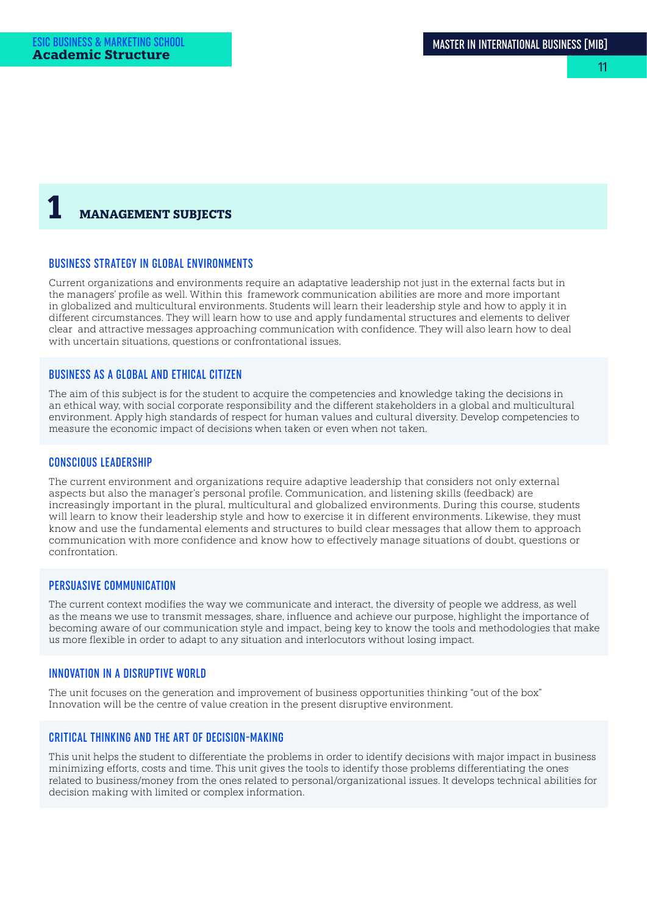# 1 MANAGEMENT SUBJECTS

### BUSINESS STRATEGY IN GLOBAL ENVIRONMENTS

Current organizations and environments require an adaptative leadership not just in the external facts but in the managers' profile as well. Within this framework communication abilities are more and more important in globalized and multicultural environments. Students will learn their leadership style and how to apply it in different circumstances. They will learn how to use and apply fundamental structures and elements to deliver clear and attractive messages approaching communication with confidence. They will also learn how to deal with uncertain situations, questions or confrontational issues.

### BUSINESS AS A GLOBAL AND ETHICAL CITIZEN

The aim of this subject is for the student to acquire the competencies and knowledge taking the decisions in an ethical way, with social corporate responsibility and the different stakeholders in a global and multicultural environment. Apply high standards of respect for human values and cultural diversity. Develop competencies to measure the economic impact of decisions when taken or even when not taken.

### CONSCIOUS LEADERSHIP

The current environment and organizations require adaptive leadership that considers not only external aspects but also the manager's personal profile. Communication, and listening skills (feedback) are increasingly important in the plural, multicultural and globalized environments. During this course, students will learn to know their leadership style and how to exercise it in different environments. Likewise, they must know and use the fundamental elements and structures to build clear messages that allow them to approach communication with more confidence and know how to effectively manage situations of doubt, questions or confrontation.

### PERSUASIVE COMMUNICATION

The current context modifies the way we communicate and interact, the diversity of people we address, as well as the means we use to transmit messages, share, influence and achieve our purpose, highlight the importance of becoming aware of our communication style and impact, being key to know the tools and methodologies that make us more flexible in order to adapt to any situation and interlocutors without losing impact.

### INNOVATION IN A DISRUPTIVE WORLD

The unit focuses on the generation and improvement of business opportunities thinking "out of the box" Innovation will be the centre of value creation in the present disruptive environment.

### CRITICAL THINKING AND THE ART OF DECISION-MAKING

This unit helps the student to differentiate the problems in order to identify decisions with major impact in business minimizing efforts, costs and time. This unit gives the tools to identify those problems differentiating the ones related to business/money from the ones related to personal/organizational issues. It develops technical abilities for decision making with limited or complex information.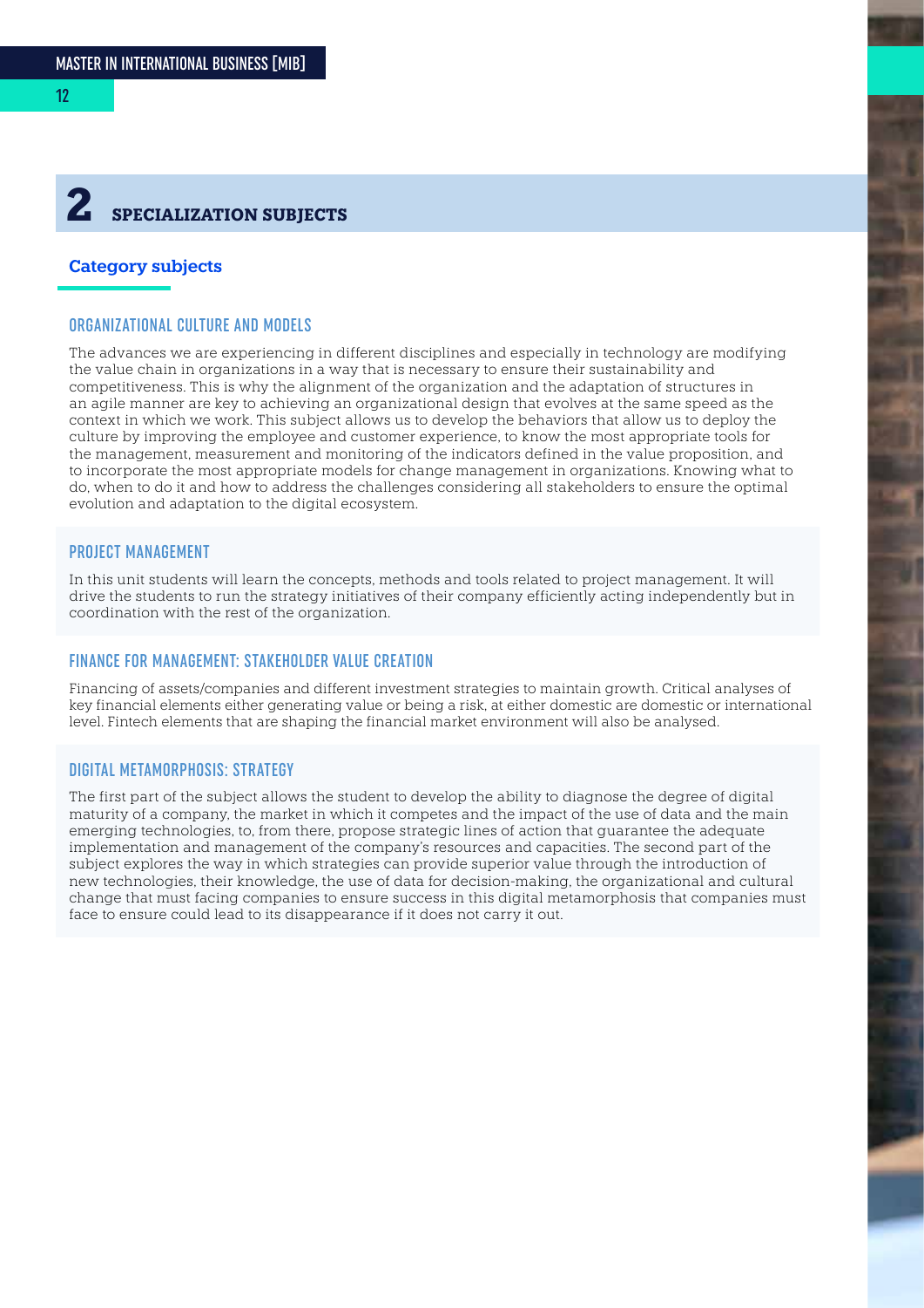# 2 SPECIALIZATION SUBJECTS

## Category subjects

### ORGANIZATIONAL CULTURE AND MODELS

The advances we are experiencing in different disciplines and especially in technology are modifying the value chain in organizations in a way that is necessary to ensure their sustainability and competitiveness. This is why the alignment of the organization and the adaptation of structures in an agile manner are key to achieving an organizational design that evolves at the same speed as the context in which we work. This subject allows us to develop the behaviors that allow us to deploy the culture by improving the employee and customer experience, to know the most appropriate tools for the management, measurement and monitoring of the indicators defined in the value proposition, and to incorporate the most appropriate models for change management in organizations. Knowing what to do, when to do it and how to address the challenges considering all stakeholders to ensure the optimal evolution and adaptation to the digital ecosystem.

### PROJECT MANAGEMENT

In this unit students will learn the concepts, methods and tools related to project management. It will drive the students to run the strategy initiatives of their company efficiently acting independently but in coordination with the rest of the organization.

### FINANCE FOR MANAGEMENT: STAKEHOLDER VALUE CREATION

Financing of assets/companies and different investment strategies to maintain growth. Critical analyses of key financial elements either generating value or being a risk, at either domestic are domestic or international level. Fintech elements that are shaping the financial market environment will also be analysed.

### DIGITAL METAMORPHOSIS: STRATEGY

The first part of the subject allows the student to develop the ability to diagnose the degree of digital maturity of a company, the market in which it competes and the impact of the use of data and the main emerging technologies, to, from there, propose strategic lines of action that guarantee the adequate implementation and management of the company's resources and capacities. The second part of the subject explores the way in which strategies can provide superior value through the introduction of new technologies, their knowledge, the use of data for decision-making, the organizational and cultural change that must facing companies to ensure success in this digital metamorphosis that companies must face to ensure could lead to its disappearance if it does not carry it out.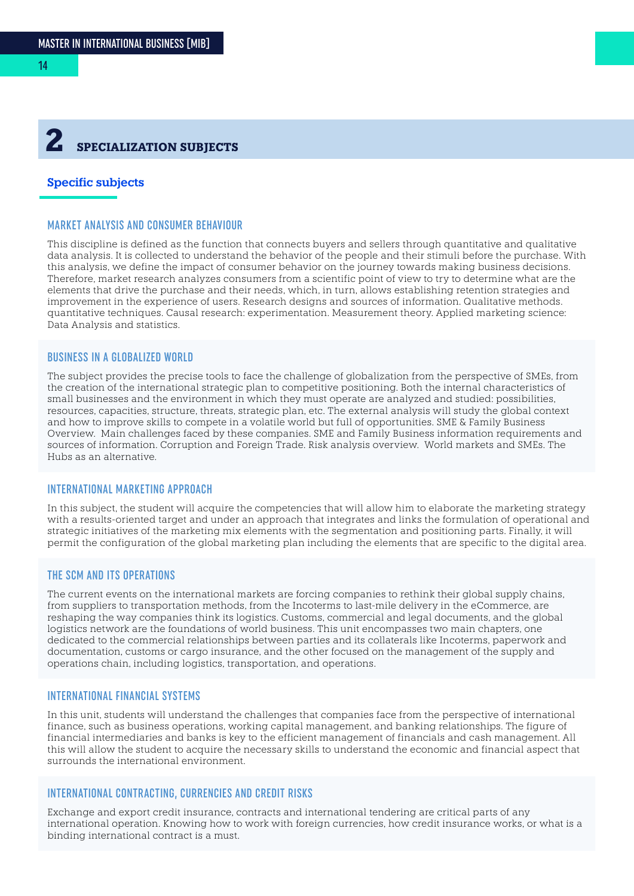# 2 SPECIALIZATION SUBJECTS

## Specific subjects

### MARKET ANALYSIS AND CONSUMER BEHAVIOUR

This discipline is defined as the function that connects buyers and sellers through quantitative and qualitative data analysis. It is collected to understand the behavior of the people and their stimuli before the purchase. With this analysis, we define the impact of consumer behavior on the journey towards making business decisions. Therefore, market research analyzes consumers from a scientific point of view to try to determine what are the elements that drive the purchase and their needs, which, in turn, allows establishing retention strategies and improvement in the experience of users. Research designs and sources of information. Qualitative methods. quantitative techniques. Causal research: experimentation. Measurement theory. Applied marketing science: Data Analysis and statistics.

### BUSINESS IN A GLOBALIZED WORLD

The subject provides the precise tools to face the challenge of globalization from the perspective of SMEs, from the creation of the international strategic plan to competitive positioning. Both the internal characteristics of small businesses and the environment in which they must operate are analyzed and studied: possibilities, resources, capacities, structure, threats, strategic plan, etc. The external analysis will study the global context and how to improve skills to compete in a volatile world but full of opportunities. SME & Family Business Overview. Main challenges faced by these companies. SME and Family Business information requirements and sources of information. Corruption and Foreign Trade. Risk analysis overview. World markets and SMEs. The Hubs as an alternative.

### INTERNATIONAL MARKETING APPROACH

In this subject, the student will acquire the competencies that will allow him to elaborate the marketing strategy with a results-oriented target and under an approach that integrates and links the formulation of operational and strategic initiatives of the marketing mix elements with the segmentation and positioning parts. Finally, it will permit the configuration of the global marketing plan including the elements that are specific to the digital area.

### THE SCM AND ITS OPERATIONS

The current events on the international markets are forcing companies to rethink their global supply chains, from suppliers to transportation methods, from the Incoterms to last-mile delivery in the eCommerce, are reshaping the way companies think its logistics. Customs, commercial and legal documents, and the global logistics network are the foundations of world business. This unit encompasses two main chapters, one dedicated to the commercial relationships between parties and its collaterals like Incoterms, paperwork and documentation, customs or cargo insurance, and the other focused on the management of the supply and operations chain, including logistics, transportation, and operations.

### INTERNATIONAL FINANCIAL SYSTEMS

In this unit, students will understand the challenges that companies face from the perspective of international finance, such as business operations, working capital management, and banking relationships. The figure of financial intermediaries and banks is key to the efficient management of financials and cash management. All this will allow the student to acquire the necessary skills to understand the economic and financial aspect that surrounds the international environment.

### INTERNATIONAL CONTRACTING, CURRENCIES AND CREDIT RISKS

Exchange and export credit insurance, contracts and international tendering are critical parts of any international operation. Knowing how to work with foreign currencies, how credit insurance works, or what is a binding international contract is a must.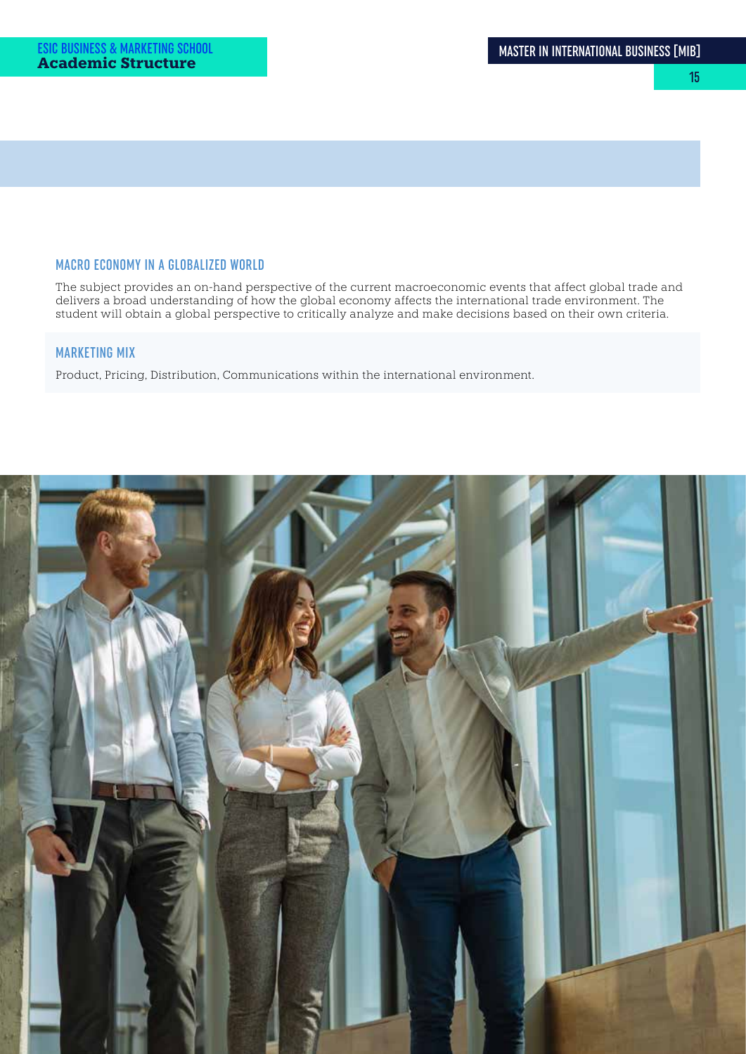### MACRO ECONOMY IN A GLOBALIZED WORLD

The subject provides an on-hand perspective of the current macroeconomic events that affect global trade and delivers a broad understanding of how the global economy affects the international trade environment. The student will obtain a global perspective to critically analyze and make decisions based on their own criteria.

### MARKETING MIX

Product, Pricing, Distribution, Communications within the international environment.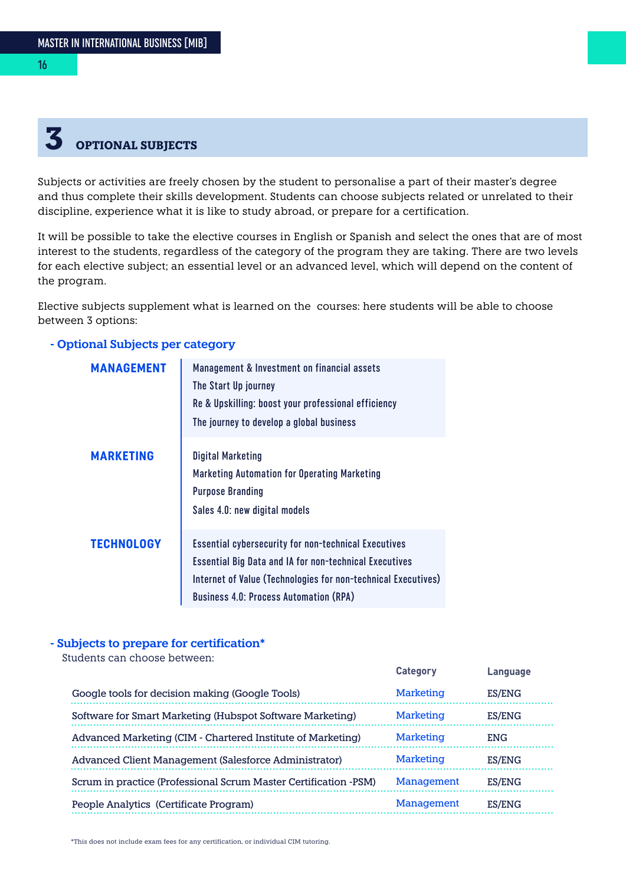# 3 OPTIONAL SUBJECTS

Subjects or activities are freely chosen by the student to personalise a part of their master's degree and thus complete their skills development. Students can choose subjects related or unrelated to their discipline, experience what it is like to study abroad, or prepare for a certification.

It will be possible to take the elective courses in English or Spanish and select the ones that are of most interest to the students, regardless of the category of the program they are taking. There are two levels for each elective subject; an essential level or an advanced level, which will depend on the content of the program.

Elective subjects supplement what is learned on the  courses: here students will be able to choose between 3 options:

## - Optional Subjects per category

| Category | Subjects |
|---|---|
| **MANAGEMENT** | Management & Investment on financial assets |
| | The Start Up journey |
| | Re & Upskilling: boost your professional efficiency |
| | The journey to develop a global business |
| **MARKETING** | Digital Marketing |
| | Marketing Automation for Operating Marketing |
| | Purpose Branding |
| | Sales 4.0: new digital models |
| **TECHNOLOGY** | Essential cybersecurity for non-technical Executives |
| | Essential Big Data and IA for non-technical Executives |
| | Internet of Value (Technologies for non-technical Executives) |
| | Business 4.0: Process Automation (RPA) |

## - Subjects to prepare for certification*

Students can choose between:

| | Category | Language |
|---|---|---|
| Google tools for decision making (Google Tools) | Marketing | ES/ENG |
| Software for Smart Marketing (Hubspot Software Marketing) | Marketing | ES/ENG |
| Advanced Marketing (CIM - Chartered Institute of Marketing) | Marketing | ENG |
| Advanced Client Management (Salesforce Administrator) | Marketing | ES/ENG |
| Scrum in practice (Professional Scrum Master Certification -PSM) | Management | ES/ENG |
| People Analytics  (Certificate Program) | Management | ES/ENG |

*This does not include exam fees for any certification, or individual CIM tutoring.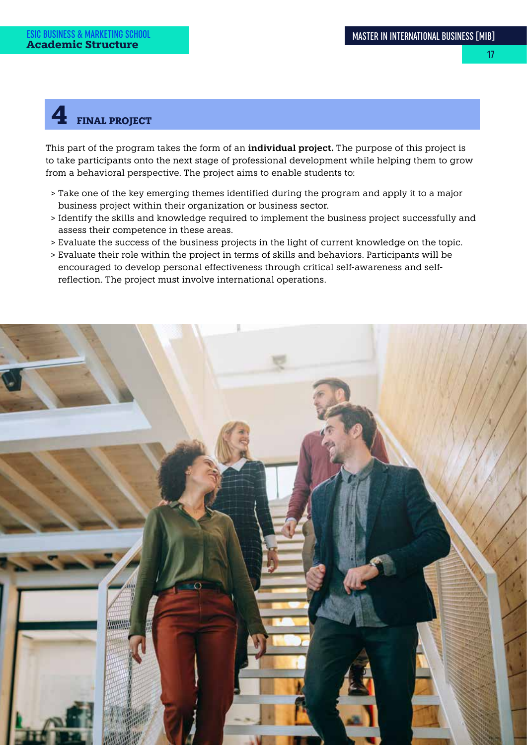# 4 FINAL PROJECT

This part of the program takes the form of an **individual project.** The purpose of this project is to take participants onto the next stage of professional development while helping them to grow from a behavioral perspective. The project aims to enable students to:

> Take one of the key emerging themes identified during the program and apply it to a major business project within their organization or business sector.
> Identify the skills and knowledge required to implement the business project successfully and assess their competence in these areas.
> Evaluate the success of the business projects in the light of current knowledge on the topic.
> Evaluate their role within the project in terms of skills and behaviors. Participants will be encouraged to develop personal effectiveness through critical self-awareness and self-reflection. The project must involve international operations.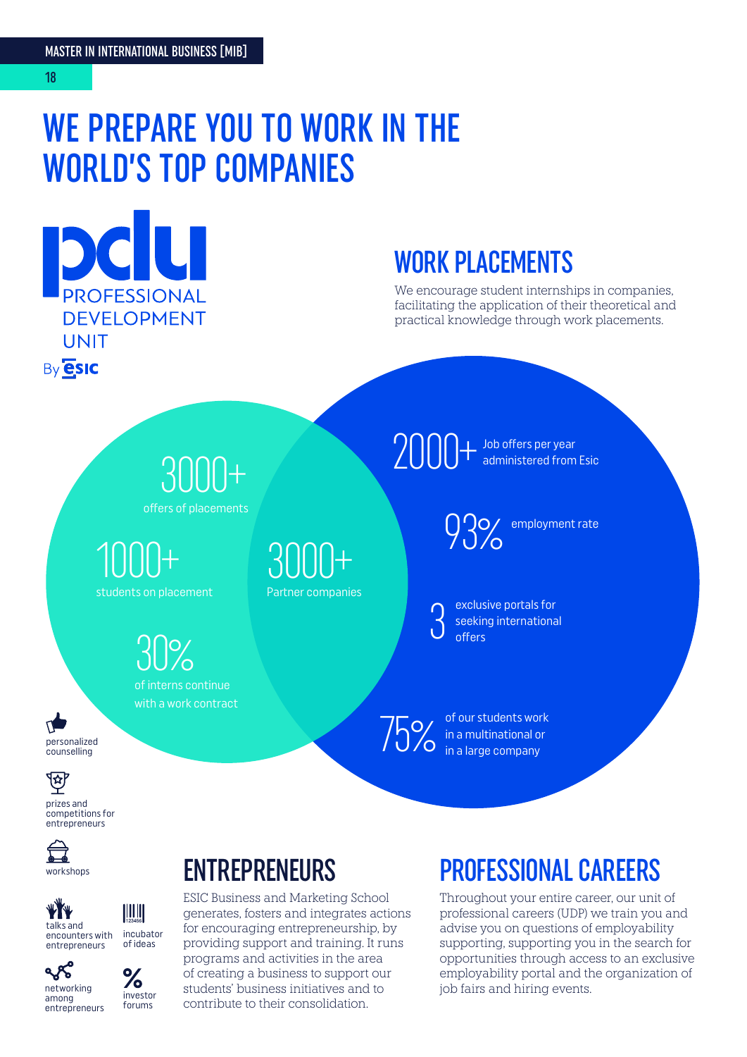# WE PREPARE YOU TO WORK IN THE WORLD'S TOP COMPANIES

PROFESSIONAL DEVELOPMENT UNIT

By ESIC

## WORK PLACEMENTS

We encourage student internships in companies, facilitating the application of their theoretical and practical knowledge through work placements.

3000+ offers of placements

1000+ students on placement

3000+ Partner companies

30% of interns continue with a work contract

2000+ Job offers per year administered from Esic

93% employment rate

3 exclusive portals for seeking international offers

75% of our students work in a multinational or in a large company

- personalized counselling
- prizes and competitions for entrepreneurs
- workshops
- talks and encounters with entrepreneurs
- incubator of ideas
- networking among entrepreneurs
- investor forums

## ENTREPRENEURS

ESIC Business and Marketing School generates, fosters and integrates actions for encouraging entrepreneurship, by providing support and training. It runs programs and activities in the area of creating a business to support our students' business initiatives and to contribute to their consolidation.

## PROFESSIONAL CAREERS

Throughout your entire career, our unit of professional careers (UDP) we train you and advise you on questions of employability supporting, supporting you in the search for opportunities through access to an exclusive employability portal and the organization of job fairs and hiring events.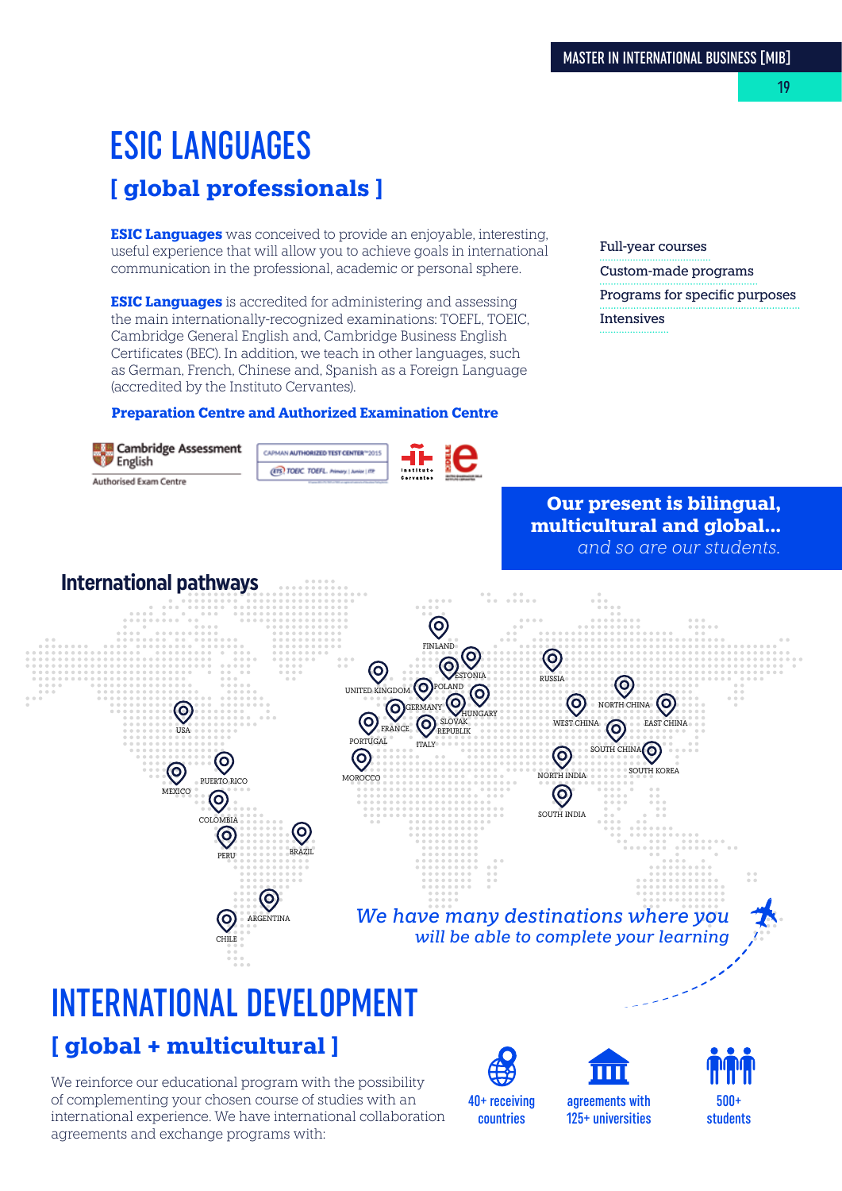# ESIC LANGUAGES

## [ global professionals ]

**ESIC Languages** was conceived to provide an enjoyable, interesting, useful experience that will allow you to achieve goals in international communication in the professional, academic or personal sphere.

**ESIC Languages** is accredited for administering and assessing the main internationally-recognized examinations: TOEFL, TOEIC, Cambridge General English and, Cambridge Business English Certificates (BEC). In addition, we teach in other languages, such as German, French, Chinese and, Spanish as a Foreign Language (accredited by the Instituto Cervantes).

**Preparation Centre and Authorized Examination Centre**

Cambridge Assessment English — Authorised Exam Centre

CAPMAN AUTHORIZED TEST CENTER 2015 — TOEIC TOEFL

Instituto Cervantes — DELE

- Full-year courses
- Custom-made programs
- Programs for specific purposes
- Intensives

**Our present is bilingual, multicultural and global...** *and so are our students.*

## International pathways

USA, MEXICO, PUERTO RICO, COLOMBIA, PERU, BRAZIL, CHILE, ARGENTINA, UNITED KINGDOM, FINLAND, ESTONIA, POLAND, GERMANY, HUNGARY, SLOVAK REPUBLIK, FRANCE, PORTUGAL, ITALY, MOROCCO, RUSSIA, NORTH CHINA, WEST CHINA, EAST CHINA, SOUTH CHINA, SOUTH KOREA, NORTH INDIA, SOUTH INDIA

*We have many destinations where you will be able to complete your learning*

# INTERNATIONAL DEVELOPMENT

## [ global + multicultural ]

We reinforce our educational program with the possibility of complementing your chosen course of studies with an international experience. We have international collaboration agreements and exchange programs with:

- 40+ receiving countries
- agreements with 125+ universities
- 500+ students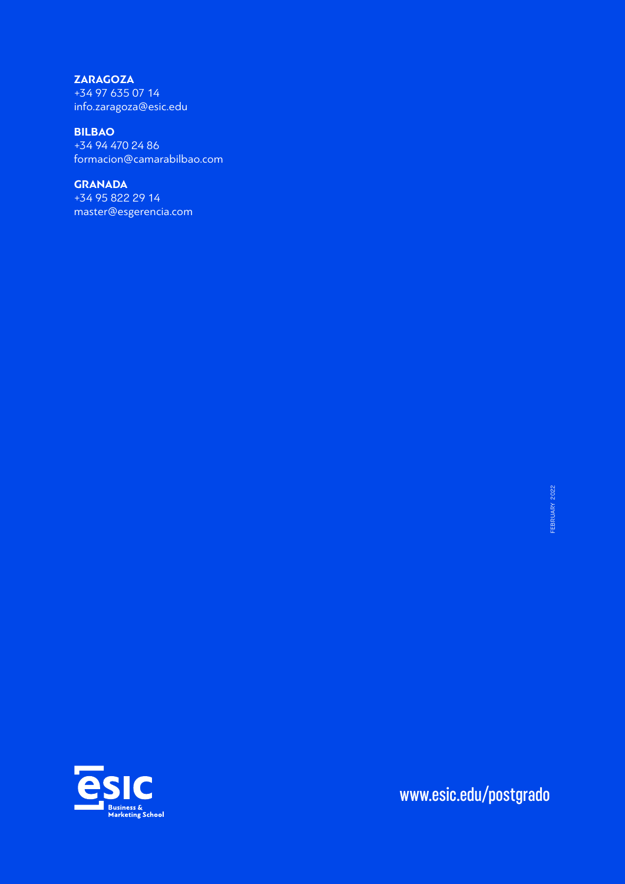**ZARAGOZA**
+34 97 635 07 14
info.zaragoza@esic.edu

**BILBAO**
+34 94 470 24 86
formacion@camarabilbao.com

**GRANADA**
+34 95 822 29 14
master@esgerencia.com

FEBRUARY 2022

ESIC Business & Marketing School

www.esic.edu/postgrado